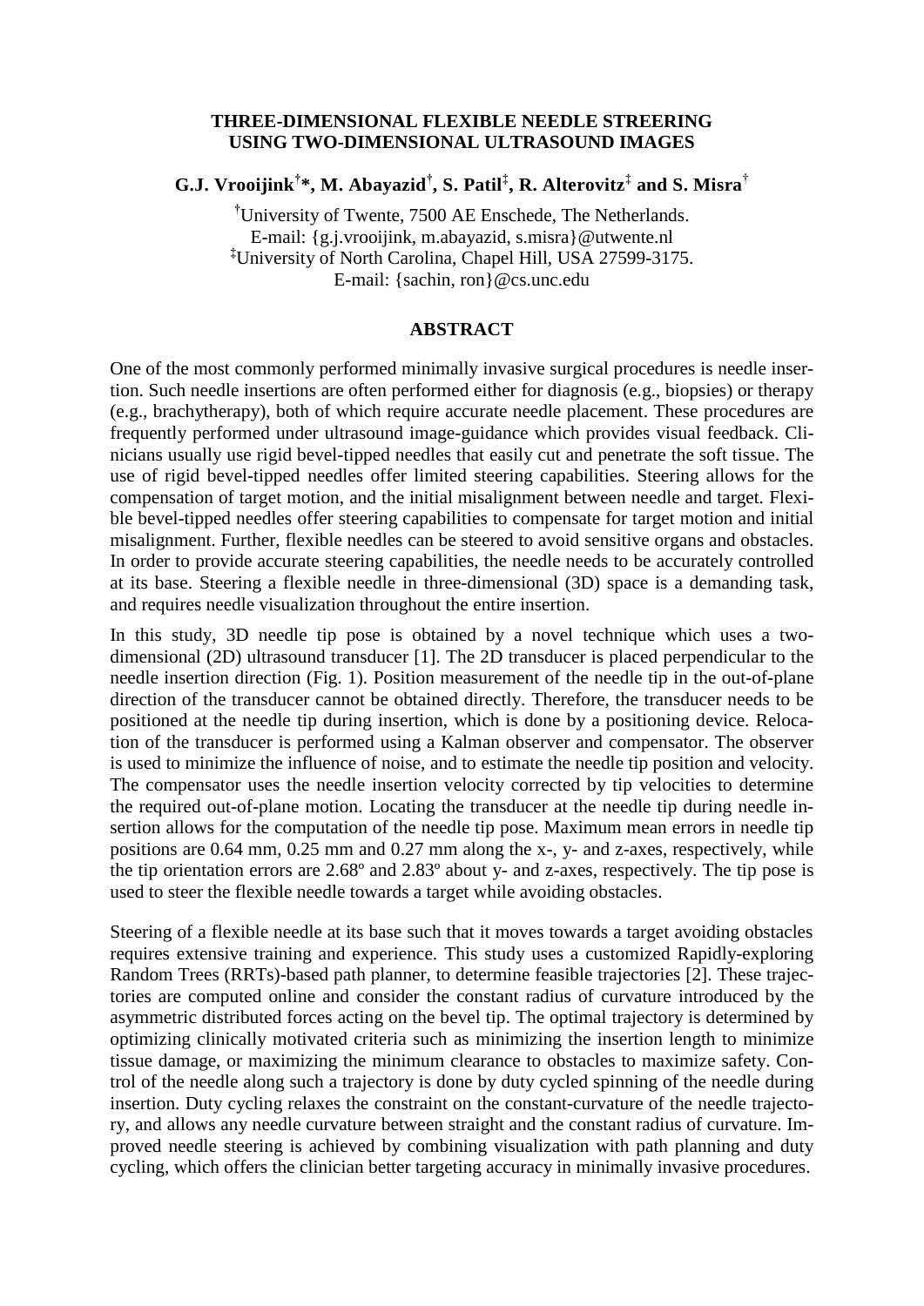# THREE-DIMENSIONAL FLEXIBLE NEEDLE STEERING USING TWO-DIMENSIONAL ULTRASOUND IMAGES

**G.J. Vrooijink[†]\*, M. Abayazid[†], S. Patil[‡], R. Alterovitz[‡] and S. Misra[†]**

[†]University of Twente, 7500 AE Enschede, The Netherlands.
E-mail: {g.j.vrooijink, m.abayazid, s.misra}@utwente.nl
[‡]University of North Carolina, Chapel Hill, USA 27599-3175.
E-mail: {sachin, ron}@cs.unc.edu

## ABSTRACT

One of the most commonly performed minimally invasive surgical procedures is needle insertion. Such needle insertions are often performed either for diagnosis (e.g., biopsies) or therapy (e.g., brachytherapy), both of which require accurate needle placement. These procedures are frequently performed under ultrasound image-guidance which provides visual feedback. Clinicians usually use rigid bevel-tipped needles that easily cut and penetrate the soft tissue. The use of rigid bevel-tipped needles offer limited steering capabilities. Steering allows for the compensation of target motion, and the initial misalignment between needle and target. Flexible bevel-tipped needles offer steering capabilities to compensate for target motion and initial misalignment. Further, flexible needles can be steered to avoid sensitive organs and obstacles. In order to provide accurate steering capabilities, the needle needs to be accurately controlled at its base. Steering a flexible needle in three-dimensional (3D) space is a demanding task, and requires needle visualization throughout the entire insertion.

In this study, 3D needle tip pose is obtained by a novel technique which uses a two-dimensional (2D) ultrasound transducer [1]. The 2D transducer is placed perpendicular to the needle insertion direction (Fig. 1). Position measurement of the needle tip in the out-of-plane direction of the transducer cannot be obtained directly. Therefore, the transducer needs to be positioned at the needle tip during insertion, which is done by a positioning device. Relocation of the transducer is performed using a Kalman observer and compensator. The observer is used to minimize the influence of noise, and to estimate the needle tip position and velocity. The compensator uses the needle insertion velocity corrected by tip velocities to determine the required out-of-plane motion. Locating the transducer at the needle tip during needle insertion allows for the computation of the needle tip pose. Maximum mean errors in needle tip positions are 0.64 mm, 0.25 mm and 0.27 mm along the x-, y- and z-axes, respectively, while the tip orientation errors are 2.68º and 2.83º about y- and z-axes, respectively. The tip pose is used to steer the flexible needle towards a target while avoiding obstacles.

Steering of a flexible needle at its base such that it moves towards a target avoiding obstacles requires extensive training and experience. This study uses a customized Rapidly-exploring Random Trees (RRTs)-based path planner, to determine feasible trajectories [2]. These trajectories are computed online and consider the constant radius of curvature introduced by the asymmetric distributed forces acting on the bevel tip. The optimal trajectory is determined by optimizing clinically motivated criteria such as minimizing the insertion length to minimize tissue damage, or maximizing the minimum clearance to obstacles to maximize safety. Control of the needle along such a trajectory is done by duty cycled spinning of the needle during insertion. Duty cycling relaxes the constraint on the constant-curvature of the needle trajectory, and allows any needle curvature between straight and the constant radius of curvature. Improved needle steering is achieved by combining visualization with path planning and duty cycling, which offers the clinician better targeting accuracy in minimally invasive procedures.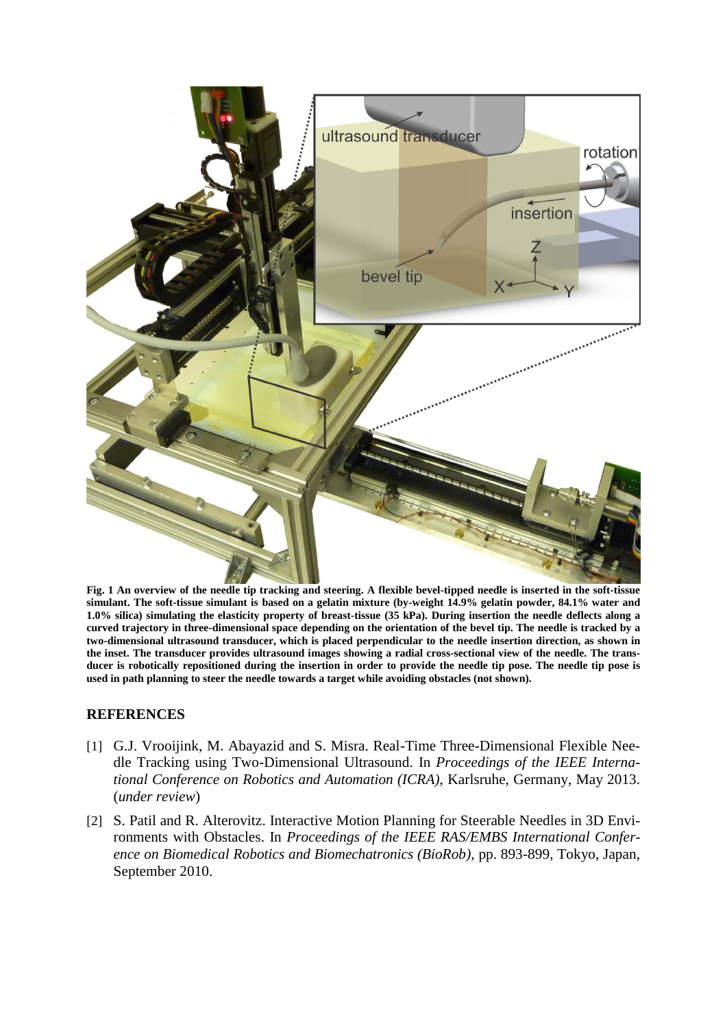**Fig. 1 An overview of the needle tip tracking and steering. A flexible bevel-tipped needle is inserted in the soft-tissue simulant. The soft-tissue simulant is based on a gelatin mixture (by-weight 14.9% gelatin powder, 84.1% water and 1.0% silica) simulating the elasticity property of breast-tissue (35 kPa). During insertion the needle deflects along a curved trajectory in three-dimensional space depending on the orientation of the bevel tip. The needle is tracked by a two-dimensional ultrasound transducer, which is placed perpendicular to the needle insertion direction, as shown in the inset. The transducer provides ultrasound images showing a radial cross-sectional view of the needle. The transducer is robotically repositioned during the insertion in order to provide the needle tip pose. The needle tip pose is used in path planning to steer the needle towards a target while avoiding obstacles (not shown).**

## REFERENCES

[1] G.J. Vrooijink, M. Abayazid and S. Misra. Real-Time Three-Dimensional Flexible Needle Tracking using Two-Dimensional Ultrasound. In *Proceedings of the IEEE International Conference on Robotics and Automation (ICRA)*, Karlsruhe, Germany, May 2013. (*under review*)

[2] S. Patil and R. Alterovitz. Interactive Motion Planning for Steerable Needles in 3D Environments with Obstacles. In *Proceedings of the IEEE RAS/EMBS International Conference on Biomedical Robotics and Biomechatronics (BioRob)*, pp. 893-899, Tokyo, Japan, September 2010.